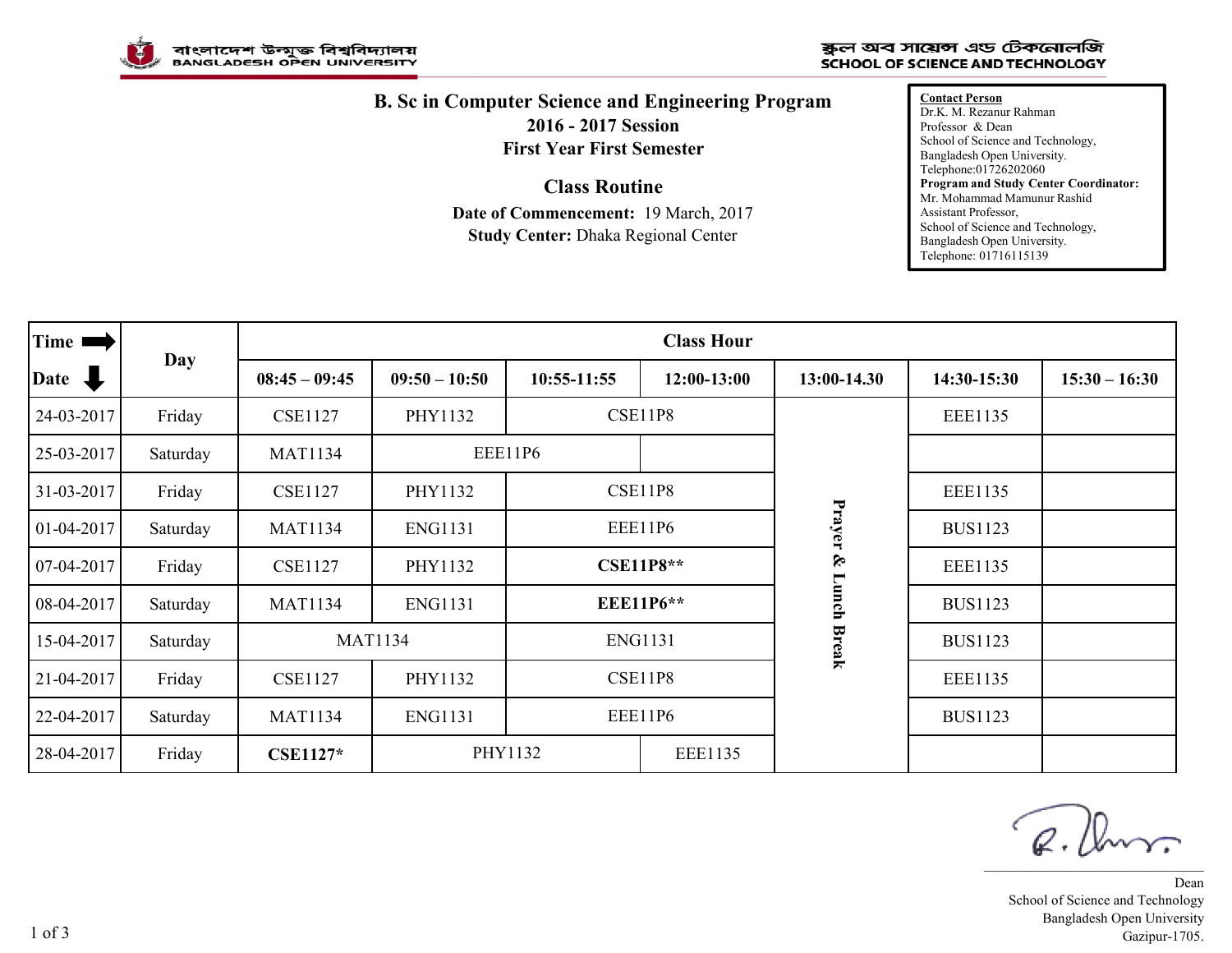বাংলাদেশ উন্মুক্ত বিশ্ববিদ্যালয়
BANGLADESH OPEN UNIVERSITY

স্কুল অব সায়েন্স এন্ড টেকনোলজি
SCHOOL OF SCIENCE AND TECHNOLOGY

# B. Sc in Computer Science and Engineering Program

## 2016 - 2017 Session

## First Year First Semester

## Class Routine

**Date of Commencement:** 19 March, 2017

**Study Center:** Dhaka Regional Center

**Contact Person**
Dr.K. M. Rezanur Rahman
Professor & Dean
School of Science and Technology,
Bangladesh Open University.
Telephone:01726202060
**Program and Study Center Coordinator:**
Mr. Mohammad Mamunur Rashid
Assistant Professor,
School of Science and Technology,
Bangladesh Open University.
Telephone: 01716115139

| Time → / Date ↓ | Day | Class Hour | | | | | | |
|---|---|---|---|---|---|---|---|---|
| | | 08:45 – 09:45 | 09:50 – 10:50 | 10:55-11:55 | 12:00-13:00 | 13:00-14.30 | 14:30-15:30 | 15:30 – 16:30 |
| 24-03-2017 | Friday | CSE1127 | PHY1132 | CSE11P8 | | Prayer & Lunch Break | EEE1135 | |
| 25-03-2017 | Saturday | MAT1134 | EEE11P6 | | | | | |
| 31-03-2017 | Friday | CSE1127 | PHY1132 | CSE11P8 | | | EEE1135 | |
| 01-04-2017 | Saturday | MAT1134 | ENG1131 | EEE11P6 | | | BUS1123 | |
| 07-04-2017 | Friday | CSE1127 | PHY1132 | **CSE11P8**** | | | EEE1135 | |
| 08-04-2017 | Saturday | MAT1134 | ENG1131 | **EEE11P6**** | | | BUS1123 | |
| 15-04-2017 | Saturday | MAT1134 | | ENG1131 | | | BUS1123 | |
| 21-04-2017 | Friday | CSE1127 | PHY1132 | CSE11P8 | | | EEE1135 | |
| 22-04-2017 | Saturday | MAT1134 | ENG1131 | EEE11P6 | | | BUS1123 | |
| 28-04-2017 | Friday | **CSE1127*** | PHY1132 | | EEE1135 | | | |

Dean
School of Science and Technology
Bangladesh Open University
Gazipur-1705.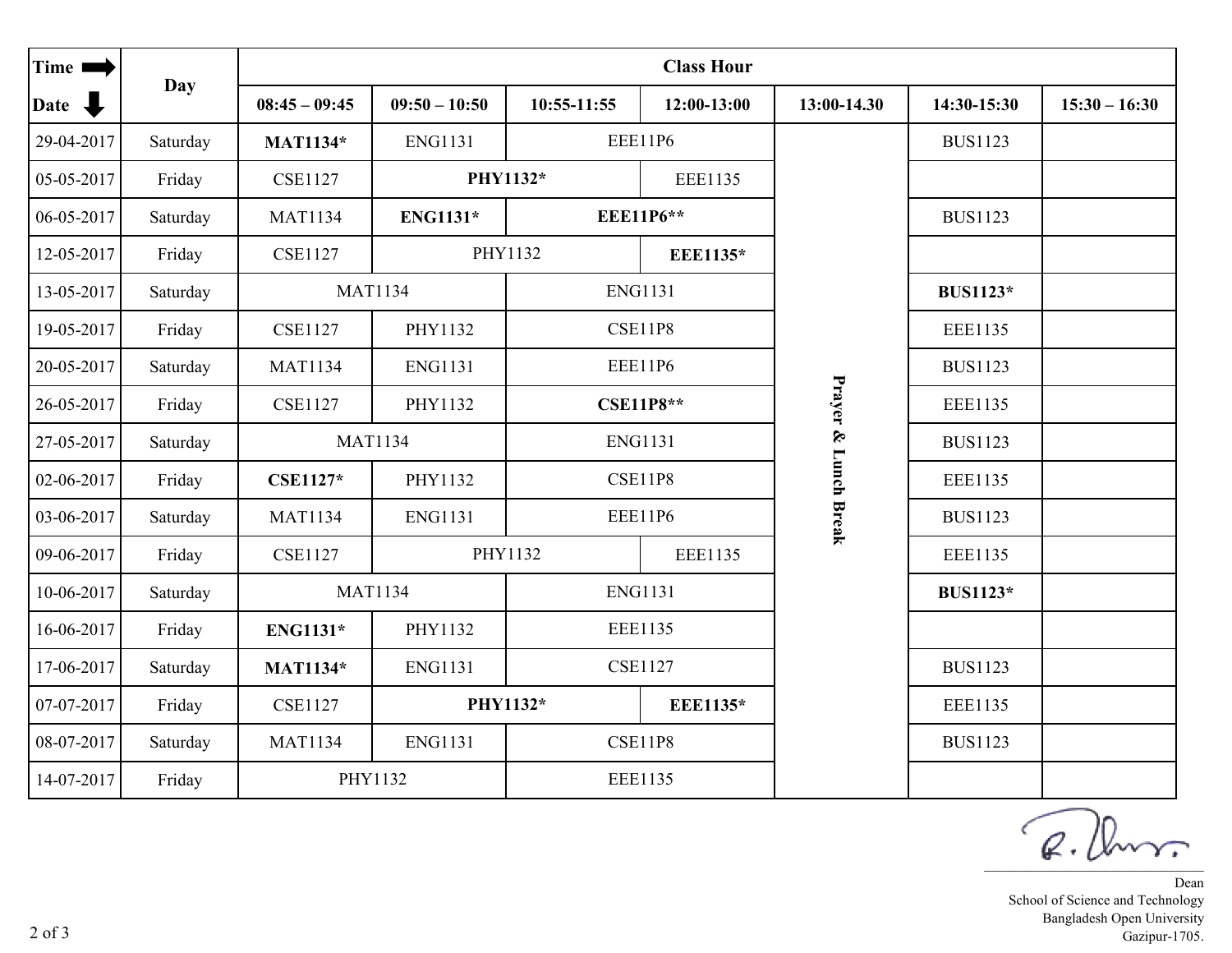| Time ➡ Date ⬇ | Day | Class Hour | | | | | | |
|---|---|---|---|---|---|---|---|---|
| | | 08:45 – 09:45 | 09:50 – 10:50 | 10:55-11:55 | 12:00-13:00 | 13:00-14.30 | 14:30-15:30 | 15:30 – 16:30 |
| 29-04-2017 | Saturday | **MAT1134*** | ENG1131 | EEE11P6 | | Prayer & Lunch Break | BUS1123 | |
| 05-05-2017 | Friday | CSE1127 | **PHY1132*** | | EEE1135 | | | |
| 06-05-2017 | Saturday | MAT1134 | **ENG1131*** | **EEE11P6**** | | | BUS1123 | |
| 12-05-2017 | Friday | CSE1127 | PHY1132 | | **EEE1135*** | | | |
| 13-05-2017 | Saturday | MAT1134 | | ENG1131 | | | **BUS1123*** | |
| 19-05-2017 | Friday | CSE1127 | PHY1132 | CSE11P8 | | | EEE1135 | |
| 20-05-2017 | Saturday | MAT1134 | ENG1131 | EEE11P6 | | | BUS1123 | |
| 26-05-2017 | Friday | CSE1127 | PHY1132 | **CSE11P8**** | | | EEE1135 | |
| 27-05-2017 | Saturday | MAT1134 | | ENG1131 | | | BUS1123 | |
| 02-06-2017 | Friday | **CSE1127*** | PHY1132 | CSE11P8 | | | EEE1135 | |
| 03-06-2017 | Saturday | MAT1134 | ENG1131 | EEE11P6 | | | BUS1123 | |
| 09-06-2017 | Friday | CSE1127 | PHY1132 | | EEE1135 | | EEE1135 | |
| 10-06-2017 | Saturday | MAT1134 | | ENG1131 | | | **BUS1123*** | |
| 16-06-2017 | Friday | **ENG1131*** | PHY1132 | EEE1135 | | | | |
| 17-06-2017 | Saturday | **MAT1134*** | ENG1131 | CSE1127 | | | BUS1123 | |
| 07-07-2017 | Friday | CSE1127 | **PHY1132*** | | **EEE1135*** | | EEE1135 | |
| 08-07-2017 | Saturday | MAT1134 | ENG1131 | CSE11P8 | | | BUS1123 | |
| 14-07-2017 | Friday | PHY1132 | | EEE1135 | | | | |

Dean
School of Science and Technology
Bangladesh Open University
Gazipur-1705.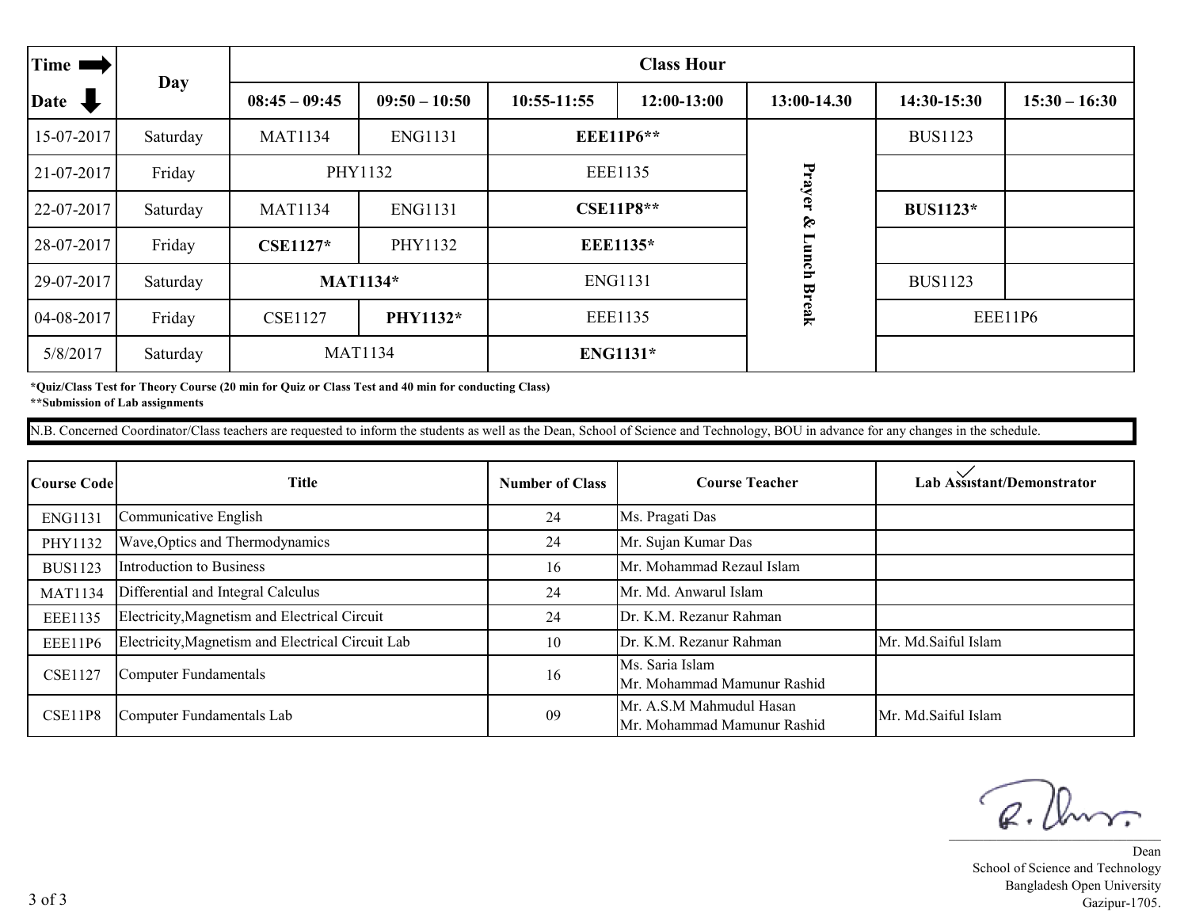| Time ➡ Date ⬇ | Day | Class Hour | | | | | | |
|---|---|---|---|---|---|---|---|---|
| | | 08:45 – 09:45 | 09:50 – 10:50 | 10:55-11:55 | 12:00-13:00 | 13:00-14.30 | 14:30-15:30 | 15:30 – 16:30 |
| 15-07-2017 | Saturday | MAT1134 | ENG1131 | **EEE11P6\*\*** | | Prayer & Lunch Break | BUS1123 | |
| 21-07-2017 | Friday | PHY1132 | | EEE1135 | | | | |
| 22-07-2017 | Saturday | MAT1134 | ENG1131 | **CSE11P8\*\*** | | | **BUS1123\*** | |
| 28-07-2017 | Friday | **CSE1127\*** | PHY1132 | **EEE1135\*** | | | | |
| 29-07-2017 | Saturday | **MAT1134\*** | | ENG1131 | | | BUS1123 | |
| 04-08-2017 | Friday | CSE1127 | **PHY1132\*** | EEE1135 | | | EEE11P6 | |
| 5/8/2017 | Saturday | MAT1134 | | **ENG1131\*** | | | | |

**\*Quiz/Class Test for Theory Course (20 min for Quiz or Class Test and 40 min for conducting Class)**

**\*\*Submission of Lab assignments**

N.B. Concerned Coordinator/Class teachers are requested to inform the students as well as the Dean, School of Science and Technology, BOU in advance for any changes in the schedule.

| Course Code | Title | Number of Class | Course Teacher | Lab Assistant/Demonstrator |
|---|---|---|---|---|
| ENG1131 | Communicative English | 24 | Ms. Pragati Das | |
| PHY1132 | Wave,Optics and Thermodynamics | 24 | Mr. Sujan Kumar Das | |
| BUS1123 | Introduction to Business | 16 | Mr. Mohammad Rezaul Islam | |
| MAT1134 | Differential and Integral Calculus | 24 | Mr. Md. Anwarul Islam | |
| EEE1135 | Electricity,Magnetism and Electrical Circuit | 24 | Dr. K.M. Rezanur Rahman | |
| EEE11P6 | Electricity,Magnetism and Electrical Circuit Lab | 10 | Dr. K.M. Rezanur Rahman | Mr. Md.Saiful Islam |
| CSE1127 | Computer Fundamentals | 16 | Ms. Saria Islam<br>Mr. Mohammad Mamunur Rashid | |
| CSE11P8 | Computer Fundamentals Lab | 09 | Mr. A.S.M Mahmudul Hasan<br>Mr. Mohammad Mamunur Rashid | Mr. Md.Saiful Islam |

Dean
School of Science and Technology
Bangladesh Open University
Gazipur-1705.